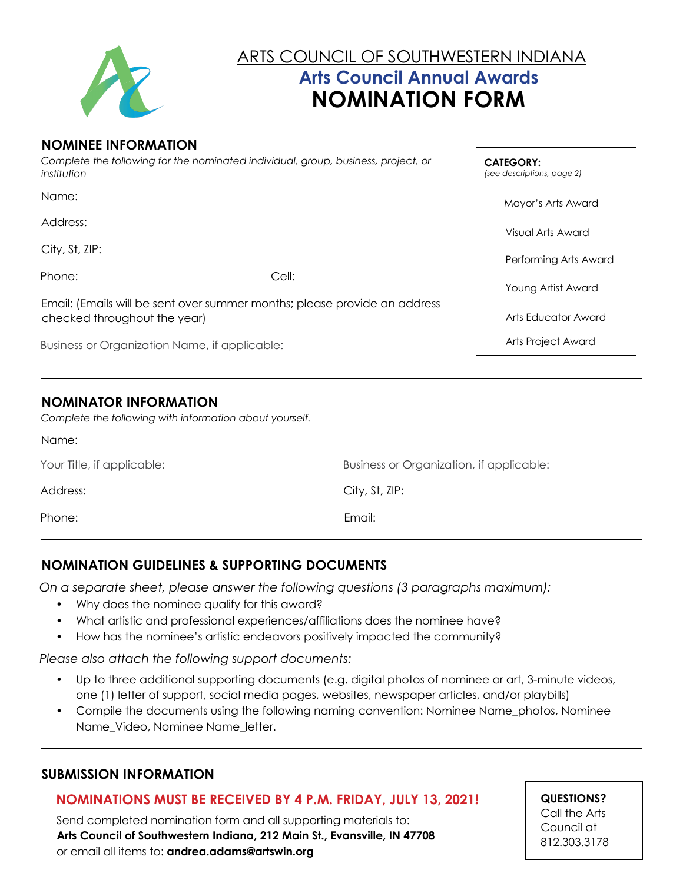# ARTS COUNCIL OF SOUTHWESTERN INDIANA

## Arts Council Annual Awards

# NOMINATION FORM

## NOMINEE INFORMATION

*Complete the following for the nominated individual, group, business, project, or institution*

Name:

Address:

City, St, ZIP:

Phone: Cell:

Email: (Emails will be sent over summer months; please provide an address checked throughout the year)

Business or Organization Name, if applicable:

**CATEGORY:**
*(see descriptions, page 2)*

- Mayor's Arts Award
- Visual Arts Award
- Performing Arts Award
- Young Artist Award
- Arts Educator Award
- Arts Project Award

## NOMINATOR INFORMATION

*Complete the following with information about yourself.*

Name:

Your Title, if applicable:

Business or Organization, if applicable:

Address:

City, St, ZIP:

Phone:

Email:

## NOMINATION GUIDELINES & SUPPORTING DOCUMENTS

*On a separate sheet, please answer the following questions (3 paragraphs maximum):*

- Why does the nominee qualify for this award?
- What artistic and professional experiences/affiliations does the nominee have?
- How has the nominee's artistic endeavors positively impacted the community?

*Please also attach the following support documents:*

- Up to three additional supporting documents (e.g. digital photos of nominee or art, 3-minute videos, one (1) letter of support, social media pages, websites, newspaper articles, and/or playbills)
- Compile the documents using the following naming convention: Nominee Name_photos, Nominee Name_Video, Nominee Name_letter.

## SUBMISSION INFORMATION

**NOMINATIONS MUST BE RECEIVED BY 4 P.M. FRIDAY, JULY 13, 2021!**

Send completed nomination form and all supporting materials to:
**Arts Council of Southwestern Indiana, 212 Main St., Evansville, IN 47708**
or email all items to: **andrea.adams@artswin.org**

**QUESTIONS?**
Call the Arts Council at 812.303.3178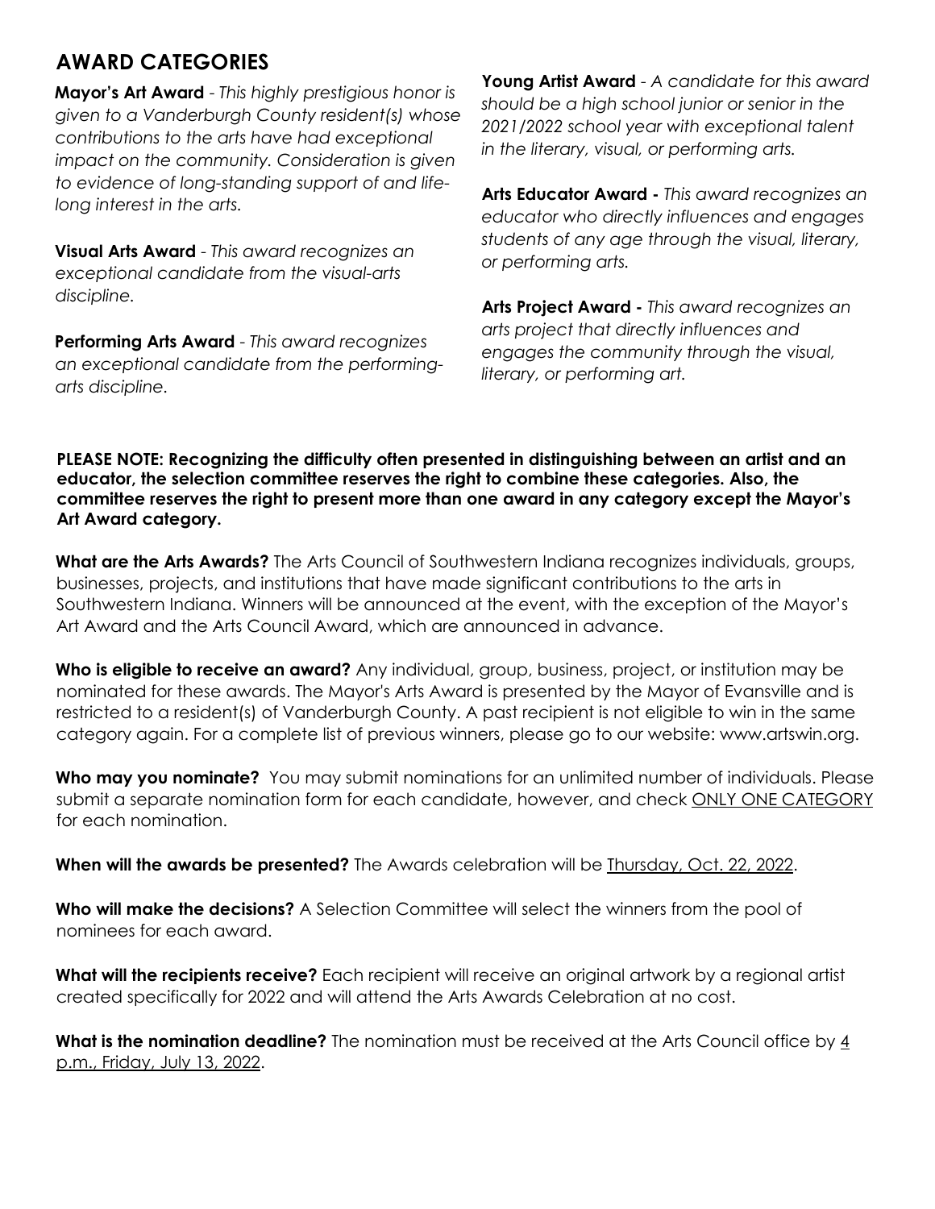## AWARD CATEGORIES

**Mayor's Art Award** - *This highly prestigious honor is given to a Vanderburgh County resident(s) whose contributions to the arts have had exceptional impact on the community. Consideration is given to evidence of long-standing support of and life-long interest in the arts.*

**Visual Arts Award** - *This award recognizes an exceptional candidate from the visual-arts discipline.*

**Performing Arts Award** - *This award recognizes an exceptional candidate from the performing-arts discipline.*

**Young Artist Award** - *A candidate for this award should be a high school junior or senior in the 2021/2022 school year with exceptional talent in the literary, visual, or performing arts.*

**Arts Educator Award -** *This award recognizes an educator who directly influences and engages students of any age through the visual, literary, or performing arts.*

**Arts Project Award -** *This award recognizes an arts project that directly influences and engages the community through the visual, literary, or performing art.*

**PLEASE NOTE: Recognizing the difficulty often presented in distinguishing between an artist and an educator, the selection committee reserves the right to combine these categories. Also, the committee reserves the right to present more than one award in any category except the Mayor's Art Award category.**

**What are the Arts Awards?** The Arts Council of Southwestern Indiana recognizes individuals, groups, businesses, projects, and institutions that have made significant contributions to the arts in Southwestern Indiana. Winners will be announced at the event, with the exception of the Mayor's Art Award and the Arts Council Award, which are announced in advance.

**Who is eligible to receive an award?** Any individual, group, business, project, or institution may be nominated for these awards. The Mayor's Arts Award is presented by the Mayor of Evansville and is restricted to a resident(s) of Vanderburgh County. A past recipient is not eligible to win in the same category again. For a complete list of previous winners, please go to our website: www.artswin.org.

**Who may you nominate?** You may submit nominations for an unlimited number of individuals. Please submit a separate nomination form for each candidate, however, and check <u>ONLY ONE CATEGORY</u> for each nomination.

**When will the awards be presented?** The Awards celebration will be <u>Thursday, Oct. 22, 2022</u>.

**Who will make the decisions?** A Selection Committee will select the winners from the pool of nominees for each award.

**What will the recipients receive?** Each recipient will receive an original artwork by a regional artist created specifically for 2022 and will attend the Arts Awards Celebration at no cost.

**What is the nomination deadline?** The nomination must be received at the Arts Council office by <u>4 p.m., Friday, July 13, 2022</u>.